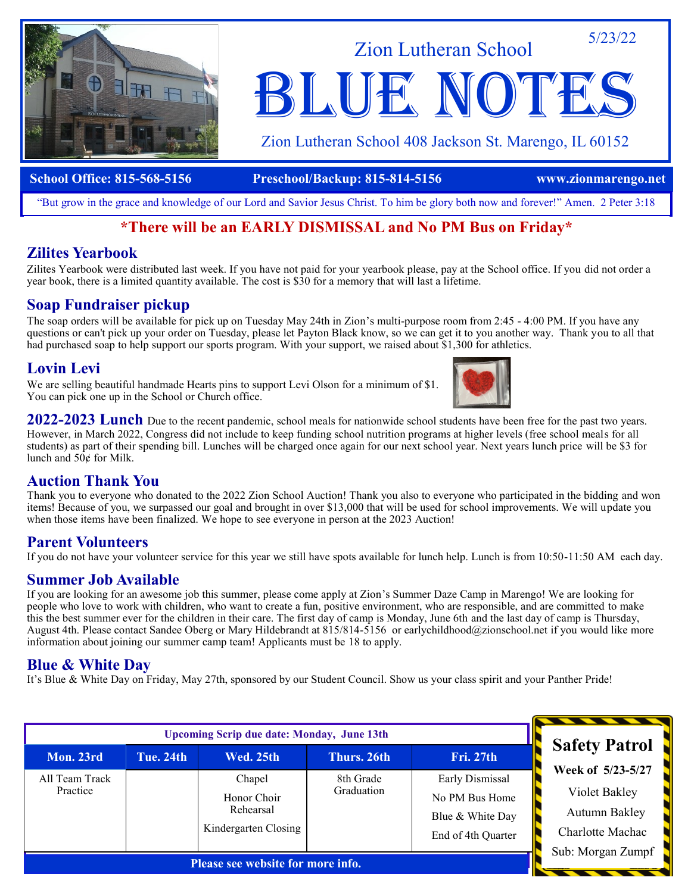5/23/22

# Zion Lutheran School
# BLUE NOTES

Zion Lutheran School 408 Jackson St. Marengo, IL 60152

**School Office: 815-568-5156** **Preschool/Backup: 815-814-5156** **www.zionmarengo.net**

"But grow in the grace and knowledge of our Lord and Savior Jesus Christ. To him be glory both now and forever!" Amen. 2 Peter 3:18

**\*There will be an EARLY DISMISSAL and No PM Bus on Friday\***

## Zilites Yearbook

Zilites Yearbook were distributed last week. If you have not paid for your yearbook please, pay at the School office. If you did not order a year book, there is a limited quantity available. The cost is $30 for a memory that will last a lifetime.

## Soap Fundraiser pickup

The soap orders will be available for pick up on Tuesday May 24th in Zion's multi-purpose room from 2:45 - 4:00 PM. If you have any questions or can't pick up your order on Tuesday, please let Payton Black know, so we can get it to you another way. Thank you to all that had purchased soap to help support our sports program. With your support, we raised about $1,300 for athletics.

## Lovin Levi

We are selling beautiful handmade Hearts pins to support Levi Olson for a minimum of $1. You can pick one up in the School or Church office.

## 2022-2023 Lunch

Due to the recent pandemic, school meals for nationwide school students have been free for the past two years. However, in March 2022, Congress did not include to keep funding school nutrition programs at higher levels (free school meals for all students) as part of their spending bill. Lunches will be charged once again for our next school year. Next years lunch price will be $3 for lunch and 50¢ for Milk.

## Auction Thank You

Thank you to everyone who donated to the 2022 Zion School Auction! Thank you also to everyone who participated in the bidding and won items! Because of you, we surpassed our goal and brought in over $13,000 that will be used for school improvements. We will update you when those items have been finalized. We hope to see everyone in person at the 2023 Auction!

## Parent Volunteers

If you do not have your volunteer service for this year we still have spots available for lunch help. Lunch is from 10:50-11:50 AM each day.

## Summer Job Available

If you are looking for an awesome job this summer, please come apply at Zion's Summer Daze Camp in Marengo! We are looking for people who love to work with children, who want to create a fun, positive environment, who are responsible, and are committed to make this the best summer ever for the children in their care. The first day of camp is Monday, June 6th and the last day of camp is Thursday, August 4th. Please contact Sandee Oberg or Mary Hildebrandt at 815/814-5156 or earlychildhood@zionschool.net if you would like more information about joining our summer camp team! Applicants must be 18 to apply.

## Blue & White Day

It's Blue & White Day on Friday, May 27th, sponsored by our Student Council. Show us your class spirit and your Panther Pride!

**Upcoming Scrip due date: Monday, June 13th**

| Mon. 23rd | Tue. 24th | Wed. 25th | Thurs. 26th | Fri. 27th |
|---|---|---|---|---|
| All Team Track Practice | | Chapel<br>Honor Choir Rehearsal<br>Kindergarten Closing | 8th Grade Graduation | Early Dismissal<br>No PM Bus Home<br>Blue & White Day<br>End of 4th Quarter |

**Please see website for more info.**

## Safety Patrol

**Week of 5/23-5/27**

Violet Bakley
Autumn Bakley
Charlotte Machac
Sub: Morgan Zumpf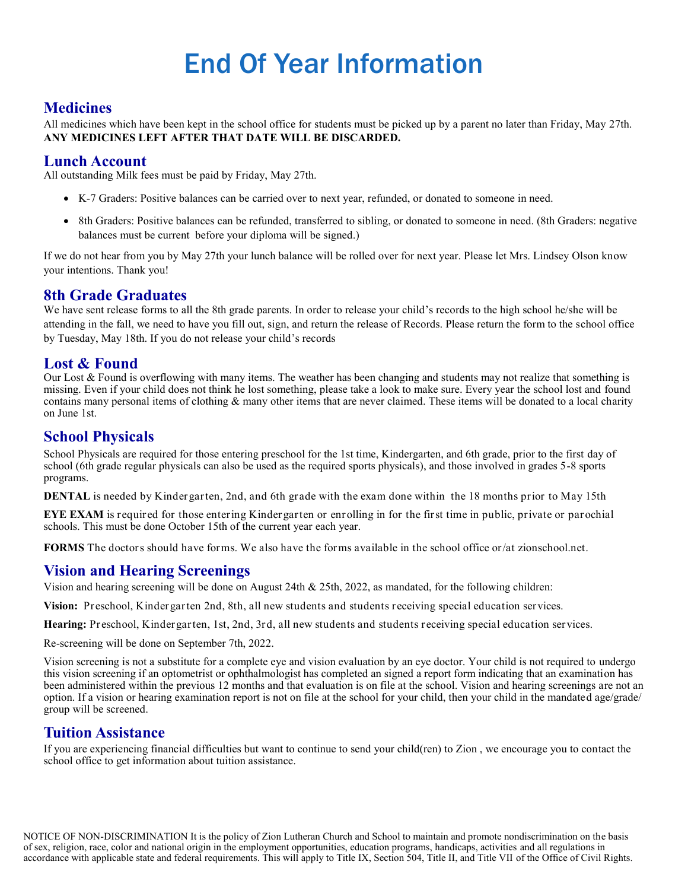# End Of Year Information

## Medicines

All medicines which have been kept in the school office for students must be picked up by a parent no later than Friday, May 27th. **ANY MEDICINES LEFT AFTER THAT DATE WILL BE DISCARDED.**

## Lunch Account

All outstanding Milk fees must be paid by Friday, May 27th.

- K-7 Graders: Positive balances can be carried over to next year, refunded, or donated to someone in need.
- 8th Graders: Positive balances can be refunded, transferred to sibling, or donated to someone in need. (8th Graders: negative balances must be current before your diploma will be signed.)

If we do not hear from you by May 27th your lunch balance will be rolled over for next year. Please let Mrs. Lindsey Olson know your intentions. Thank you!

## 8th Grade Graduates

We have sent release forms to all the 8th grade parents. In order to release your child's records to the high school he/she will be attending in the fall, we need to have you fill out, sign, and return the release of Records. Please return the form to the school office by Tuesday, May 18th. If you do not release your child's records

## Lost & Found

Our Lost & Found is overflowing with many items. The weather has been changing and students may not realize that something is missing. Even if your child does not think he lost something, please take a look to make sure. Every year the school lost and found contains many personal items of clothing & many other items that are never claimed. These items will be donated to a local charity on June 1st.

## School Physicals

School Physicals are required for those entering preschool for the 1st time, Kindergarten, and 6th grade, prior to the first day of school (6th grade regular physicals can also be used as the required sports physicals), and those involved in grades 5-8 sports programs.

**DENTAL** is needed by Kindergarten, 2nd, and 6th grade with the exam done within the 18 months prior to May 15th

**EYE EXAM** is required for those entering Kindergarten or enrolling in for the first time in public, private or parochial schools. This must be done October 15th of the current year each year.

**FORMS** The doctors should have forms. We also have the forms available in the school office or/at zionschool.net.

## Vision and Hearing Screenings

Vision and hearing screening will be done on August 24th & 25th, 2022, as mandated, for the following children:

**Vision:** Preschool, Kindergarten 2nd, 8th, all new students and students receiving special education services.

**Hearing:** Preschool, Kindergarten, 1st, 2nd, 3rd, all new students and students receiving special education services.

Re-screening will be done on September 7th, 2022.

Vision screening is not a substitute for a complete eye and vision evaluation by an eye doctor. Your child is not required to undergo this vision screening if an optometrist or ophthalmologist has completed an signed a report form indicating that an examination has been administered within the previous 12 months and that evaluation is on file at the school. Vision and hearing screenings are not an option. If a vision or hearing examination report is not on file at the school for your child, then your child in the mandated age/grade/ group will be screened.

## Tuition Assistance

If you are experiencing financial difficulties but want to continue to send your child(ren) to Zion , we encourage you to contact the school office to get information about tuition assistance.

NOTICE OF NON-DISCRIMINATION It is the policy of Zion Lutheran Church and School to maintain and promote nondiscrimination on the basis of sex, religion, race, color and national origin in the employment opportunities, education programs, handicaps, activities and all regulations in accordance with applicable state and federal requirements. This will apply to Title IX, Section 504, Title II, and Title VII of the Office of Civil Rights.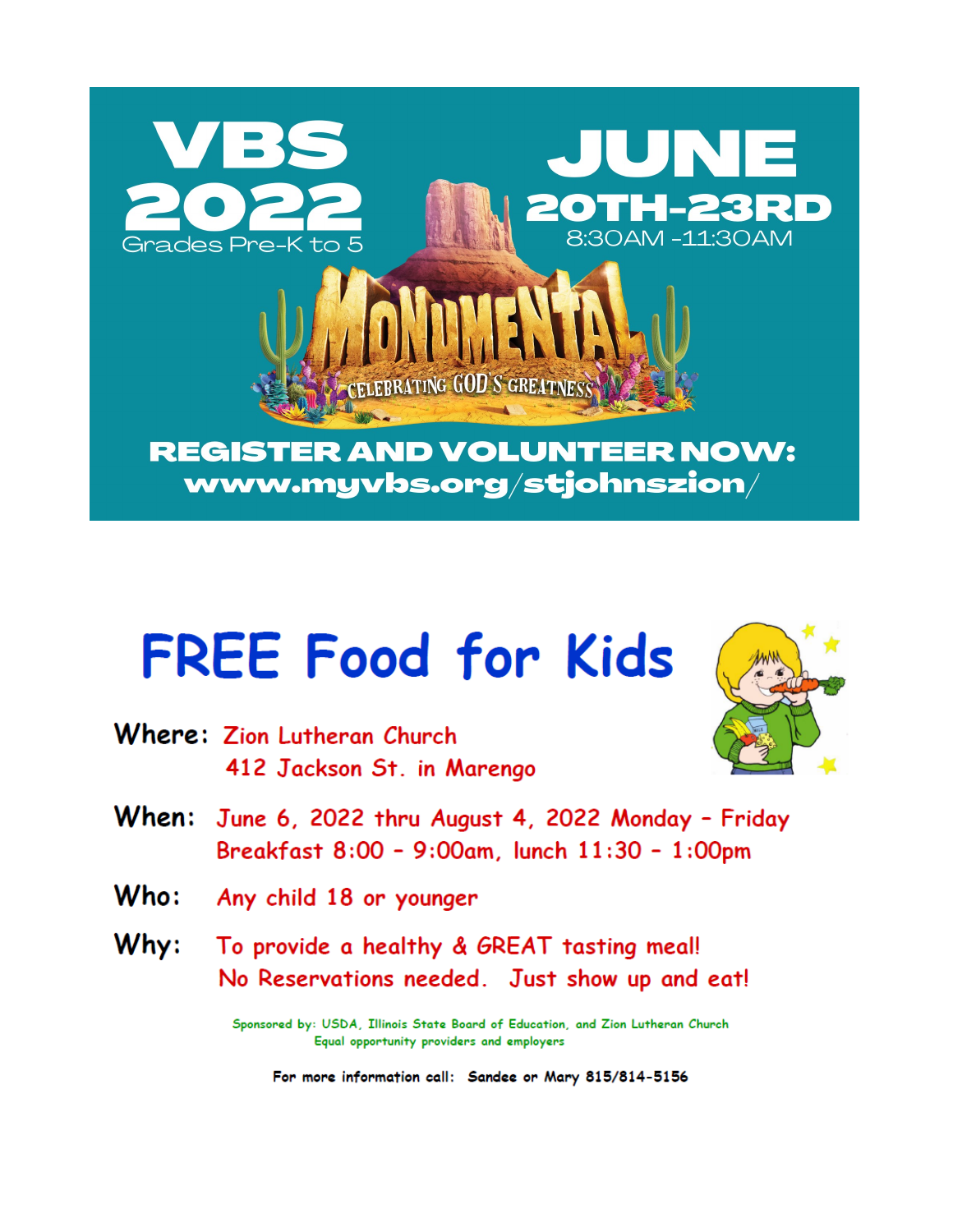# VBS 2022

Grades Pre-K to 5

## JUNE 20TH-23RD

8:30AM -11:30AM

MONUMENTAL

CELEBRATING GOD'S GREATNESS

**REGISTER AND VOLUNTEER NOW:**
**www.myvbs.org/stjohnszion/**

# FREE Food for Kids

**Where:** Zion Lutheran Church
412 Jackson St. in Marengo

**When:** June 6, 2022 thru August 4, 2022 Monday – Friday
Breakfast 8:00 – 9:00am, lunch 11:30 – 1:00pm

**Who:** Any child 18 or younger

**Why:** To provide a healthy & GREAT tasting meal!
No Reservations needed. Just show up and eat!

Sponsored by: USDA, Illinois State Board of Education, and Zion Lutheran Church
Equal opportunity providers and employers

For more information call: Sandee or Mary 815/814-5156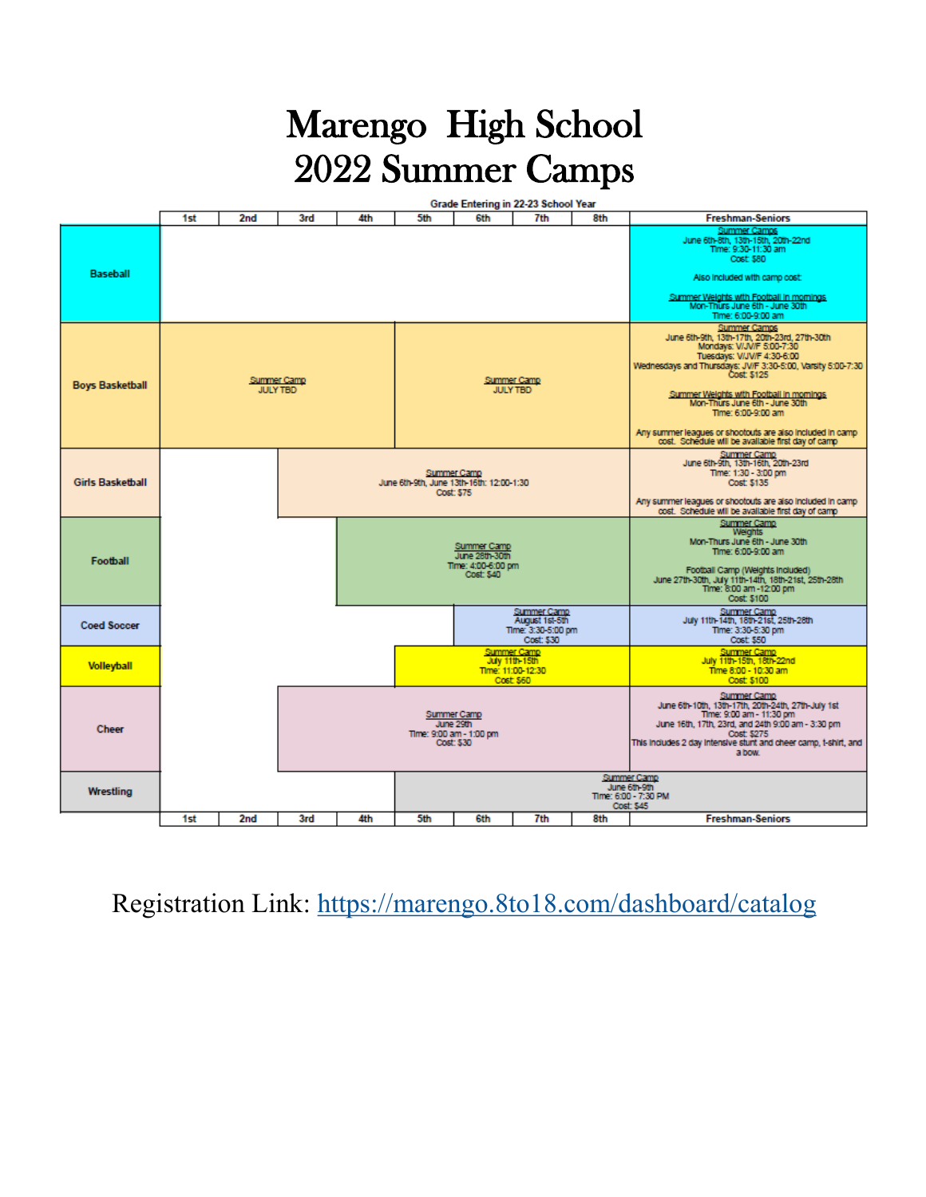# Marengo High School
# 2022 Summer Camps

Grade Entering in 22-23 School Year

| | 1st | 2nd | 3rd | 4th | 5th | 6th | 7th | 8th | Freshman-Seniors |
|---|---|---|---|---|---|---|---|---|---|
| **Baseball** | | | | | | | | | Summer Camps<br>June 6th-8th, 13th-15th, 20th-22nd<br>Time: 9:30-11:30 am<br>Cost: $80<br><br>Also included with camp cost:<br><br>Summer Weights with Football in mornings<br>Mon-Thurs June 6th - June 30th<br>Time: 6:00-9:00 am |
| **Boys Basketball** | Summer Camp<br>JULY TBD | | | | Summer Camp<br>JULY TBD | | | | Summer Camps<br>June 6th-9th, 13th-17th, 20th-23rd, 27th-30th<br>Mondays: V/JV/F 5:00-7:30<br>Tuesdays: V/JV/F 4:30-6:00<br>Wednesdays and Thursdays: JV/F 3:30-5:00, Varsity 5:00-7:30<br>Cost: $125<br><br>Summer Weights with Football in mornings<br>Mon-Thurs June 6th - June 30th<br>Time: 6:00-9:00 am<br><br>Any summer leagues or shootouts are also included in camp cost. Schedule will be available first day of camp |
| **Girls Basketball** | | | Summer Camp<br>June 6th-9th, June 13th-16th: 12:00-1:30<br>Cost: $75 | | | | | | Summer Camp<br>June 6th-9th, 13th-16th, 20th-23rd<br>Time: 1:30 - 3:00 pm<br>Cost: $135<br><br>Any summer leagues or shootouts are also included in camp cost. Schedule will be available first day of camp |
| **Football** | | | | Summer Camp<br>June 28th-30th<br>Time: 4:00-6:00 pm<br>Cost: $40 | | | | | Summer Camp<br>Weights<br>Mon-Thurs June 6th - June 30th<br>Time: 6:00-9:00 am<br><br>Football Camp (Weights Included)<br>June 27th-30th, July 11th-14th, 18th-21st, 25th-28th<br>Time: 8:00 am -12:00 pm<br>Cost: $100 |
| **Coed Soccer** | | | | | | Summer Camp<br>August 1st-5th<br>Time: 3:30-5:00 pm<br>Cost: $30 | | | Summer Camp<br>July 11th-14th, 18th-21st, 25th-28th<br>Time: 3:30-5:30 pm<br>Cost: $50 |
| **Volleyball** | | | | | Summer Camp<br>July 11th-15th<br>Time: 11:00-12:30<br>Cost: $60 | | | | Summer Camp<br>July 11th-15th, 18th-22nd<br>Time 8:00 - 10:30 am<br>Cost: $100 |
| **Cheer** | | | Summer Camp<br>June 29th<br>Time: 9:00 am - 1:00 pm<br>Cost: $30 | | | | | | Summer Camp<br>June 6th-10th, 13th-17th, 20th-24th, 27th-July 1st<br>Time: 9:00 am - 11:30 pm<br>June 16th, 17th, 23rd, and 24th 9:00 am - 3:30 pm<br>Cost: $275<br>This includes 2 day intensive stunt and cheer camp, t-shirt, and a bow. |
| **Wrestling** | | | | | Summer Camp<br>June 6th-9th<br>Time: 6:00 - 7:30 PM<br>Cost: $45 | | | | |
| | 1st | 2nd | 3rd | 4th | 5th | 6th | 7th | 8th | Freshman-Seniors |

Registration Link: https://marengo.8to18.com/dashboard/catalog